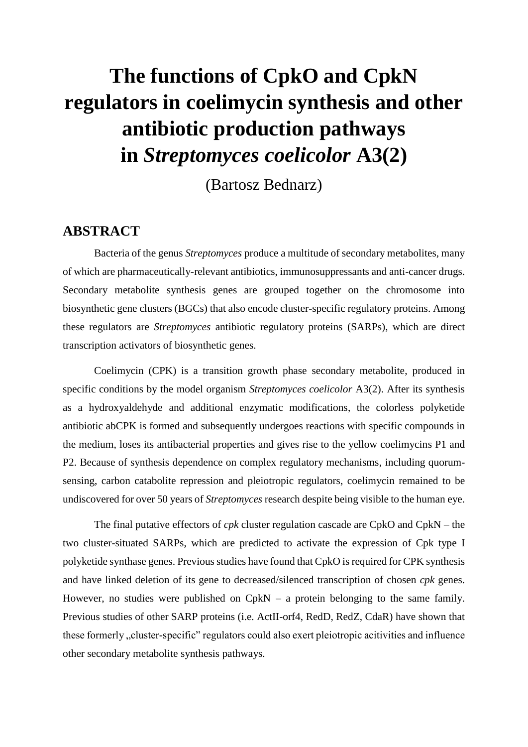# The functions of CpkO and CpkN regulators in coelimycin synthesis and other antibiotic production pathways in *Streptomyces coelicolor* A3(2)

(Bartosz Bednarz)

## ABSTRACT

Bacteria of the genus *Streptomyces* produce a multitude of secondary metabolites, many of which are pharmaceutically-relevant antibiotics, immunosuppressants and anti-cancer drugs. Secondary metabolite synthesis genes are grouped together on the chromosome into biosynthetic gene clusters (BGCs) that also encode cluster-specific regulatory proteins. Among these regulators are *Streptomyces* antibiotic regulatory proteins (SARPs), which are direct transcription activators of biosynthetic genes.

Coelimycin (CPK) is a transition growth phase secondary metabolite, produced in specific conditions by the model organism *Streptomyces coelicolor* A3(2). After its synthesis as a hydroxyaldehyde and additional enzymatic modifications, the colorless polyketide antibiotic abCPK is formed and subsequently undergoes reactions with specific compounds in the medium, loses its antibacterial properties and gives rise to the yellow coelimycins P1 and P2. Because of synthesis dependence on complex regulatory mechanisms, including quorum-sensing, carbon catabolite repression and pleiotropic regulators, coelimycin remained to be undiscovered for over 50 years of *Streptomyces* research despite being visible to the human eye.

The final putative effectors of *cpk* cluster regulation cascade are CpkO and CpkN – the two cluster-situated SARPs, which are predicted to activate the expression of Cpk type I polyketide synthase genes. Previous studies have found that CpkO is required for CPK synthesis and have linked deletion of its gene to decreased/silenced transcription of chosen *cpk* genes. However, no studies were published on CpkN – a protein belonging to the same family. Previous studies of other SARP proteins (i.e. ActII-orf4, RedD, RedZ, CdaR) have shown that these formerly „cluster-specific" regulators could also exert pleiotropic acitivities and influence other secondary metabolite synthesis pathways.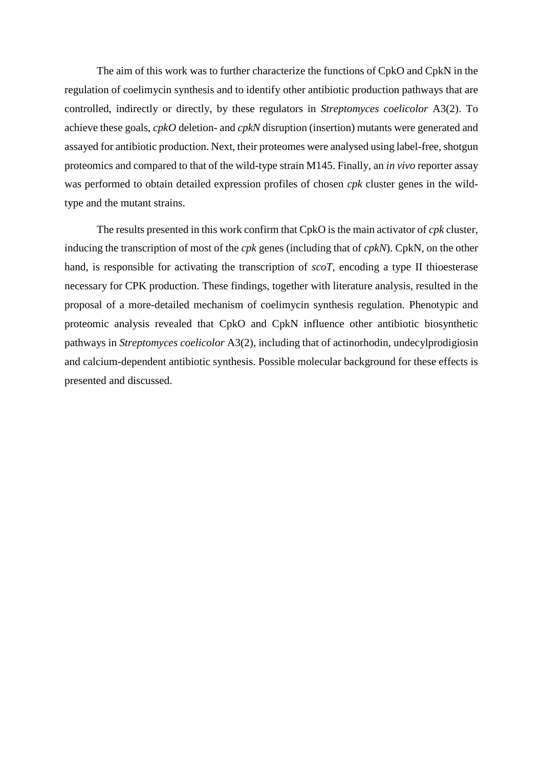The aim of this work was to further characterize the functions of CpkO and CpkN in the regulation of coelimycin synthesis and to identify other antibiotic production pathways that are controlled, indirectly or directly, by these regulators in *Streptomyces coelicolor* A3(2). To achieve these goals, *cpkO* deletion- and *cpkN* disruption (insertion) mutants were generated and assayed for antibiotic production. Next, their proteomes were analysed using label-free, shotgun proteomics and compared to that of the wild-type strain M145. Finally, an *in vivo* reporter assay was performed to obtain detailed expression profiles of chosen *cpk* cluster genes in the wild-type and the mutant strains.

The results presented in this work confirm that CpkO is the main activator of *cpk* cluster, inducing the transcription of most of the *cpk* genes (including that of *cpkN*). CpkN, on the other hand, is responsible for activating the transcription of *scoT,* encoding a type II thioesterase necessary for CPK production. These findings, together with literature analysis, resulted in the proposal of a more-detailed mechanism of coelimycin synthesis regulation. Phenotypic and proteomic analysis revealed that CpkO and CpkN influence other antibiotic biosynthetic pathways in *Streptomyces coelicolor* A3(2), including that of actinorhodin, undecylprodigiosin and calcium-dependent antibiotic synthesis. Possible molecular background for these effects is presented and discussed.